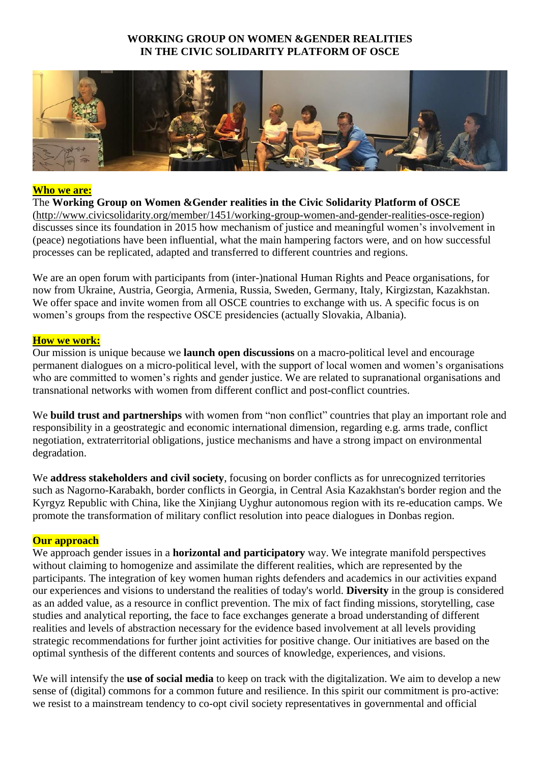# WORKING GROUP ON WOMEN &GENDER REALITIES IN THE CIVIC SOLIDARITY PLATFORM OF OSCE

## Who we are:

The **Working Group on Women &Gender realities in the Civic Solidarity Platform of OSCE** (http://www.civicsolidarity.org/member/1451/working-group-women-and-gender-realities-osce-region) discusses since its foundation in 2015 how mechanism of justice and meaningful women's involvement in (peace) negotiations have been influential, what the main hampering factors were, and on how successful processes can be replicated, adapted and transferred to different countries and regions.

We are an open forum with participants from (inter-)national Human Rights and Peace organisations, for now from Ukraine, Austria, Georgia, Armenia, Russia, Sweden, Germany, Italy, Kirgizstan, Kazakhstan. We offer space and invite women from all OSCE countries to exchange with us. A specific focus is on women's groups from the respective OSCE presidencies (actually Slovakia, Albania).

## How we work:

Our mission is unique because we **launch open discussions** on a macro-political level and encourage permanent dialogues on a micro-political level, with the support of local women and women's organisations who are committed to women's rights and gender justice. We are related to supranational organisations and transnational networks with women from different conflict and post-conflict countries.

We **build trust and partnerships** with women from "non conflict" countries that play an important role and responsibility in a geostrategic and economic international dimension, regarding e.g. arms trade, conflict negotiation, extraterritorial obligations, justice mechanisms and have a strong impact on environmental degradation.

We **address stakeholders and civil society**, focusing on border conflicts as for unrecognized territories such as Nagorno-Karabakh, border conflicts in Georgia, in Central Asia Kazakhstan's border region and the Kyrgyz Republic with China, like the Xinjiang Uyghur autonomous region with its re-education camps. We promote the transformation of military conflict resolution into peace dialogues in Donbas region.

## Our approach

We approach gender issues in a **horizontal and participatory** way. We integrate manifold perspectives without claiming to homogenize and assimilate the different realities, which are represented by the participants. The integration of key women human rights defenders and academics in our activities expand our experiences and visions to understand the realities of today's world. **Diversity** in the group is considered as an added value, as a resource in conflict prevention. The mix of fact finding missions, storytelling, case studies and analytical reporting, the face to face exchanges generate a broad understanding of different realities and levels of abstraction necessary for the evidence based involvement at all levels providing strategic recommendations for further joint activities for positive change. Our initiatives are based on the optimal synthesis of the different contents and sources of knowledge, experiences, and visions.

We will intensify the **use of social media** to keep on track with the digitalization. We aim to develop a new sense of (digital) commons for a common future and resilience. In this spirit our commitment is pro-active: we resist to a mainstream tendency to co-opt civil society representatives in governmental and official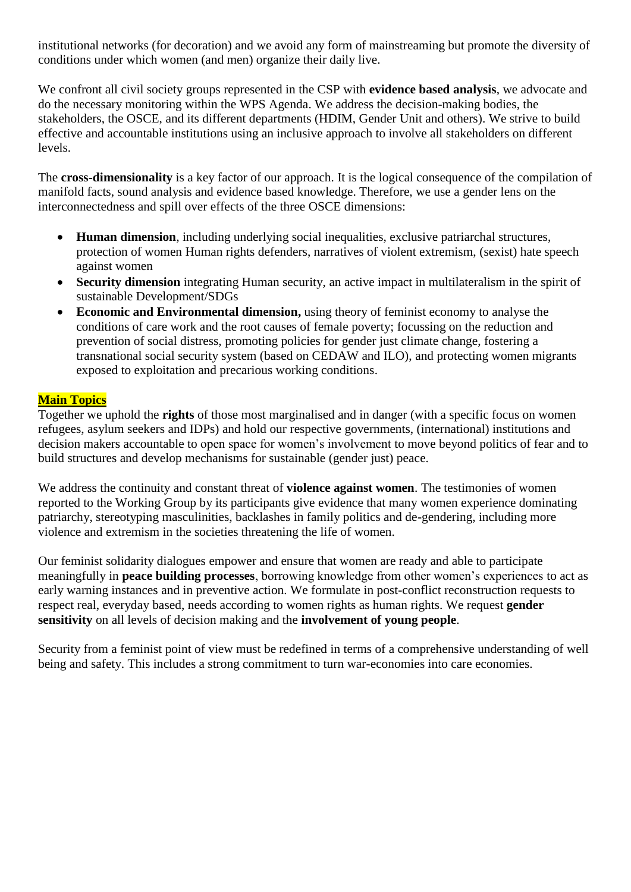institutional networks (for decoration) and we avoid any form of mainstreaming but promote the diversity of conditions under which women (and men) organize their daily live.

We confront all civil society groups represented in the CSP with **evidence based analysis**, we advocate and do the necessary monitoring within the WPS Agenda. We address the decision-making bodies, the stakeholders, the OSCE, and its different departments (HDIM, Gender Unit and others). We strive to build effective and accountable institutions using an inclusive approach to involve all stakeholders on different levels.

The **cross-dimensionality** is a key factor of our approach. It is the logical consequence of the compilation of manifold facts, sound analysis and evidence based knowledge. Therefore, we use a gender lens on the interconnectedness and spill over effects of the three OSCE dimensions:

- **Human dimension**, including underlying social inequalities, exclusive patriarchal structures, protection of women Human rights defenders, narratives of violent extremism, (sexist) hate speech against women
- **Security dimension** integrating Human security, an active impact in multilateralism in the spirit of sustainable Development/SDGs
- **Economic and Environmental dimension,** using theory of feminist economy to analyse the conditions of care work and the root causes of female poverty; focussing on the reduction and prevention of social distress, promoting policies for gender just climate change, fostering a transnational social security system (based on CEDAW and ILO), and protecting women migrants exposed to exploitation and precarious working conditions.

## Main Topics

Together we uphold the **rights** of those most marginalised and in danger (with a specific focus on women refugees, asylum seekers and IDPs) and hold our respective governments, (international) institutions and decision makers accountable to open space for women's involvement to move beyond politics of fear and to build structures and develop mechanisms for sustainable (gender just) peace.

We address the continuity and constant threat of **violence against women**. The testimonies of women reported to the Working Group by its participants give evidence that many women experience dominating patriarchy, stereotyping masculinities, backlashes in family politics and de-gendering, including more violence and extremism in the societies threatening the life of women.

Our feminist solidarity dialogues empower and ensure that women are ready and able to participate meaningfully in **peace building processes**, borrowing knowledge from other women's experiences to act as early warning instances and in preventive action. We formulate in post-conflict reconstruction requests to respect real, everyday based, needs according to women rights as human rights. We request **gender sensitivity** on all levels of decision making and the **involvement of young people**.

Security from a feminist point of view must be redefined in terms of a comprehensive understanding of well being and safety. This includes a strong commitment to turn war-economies into care economies.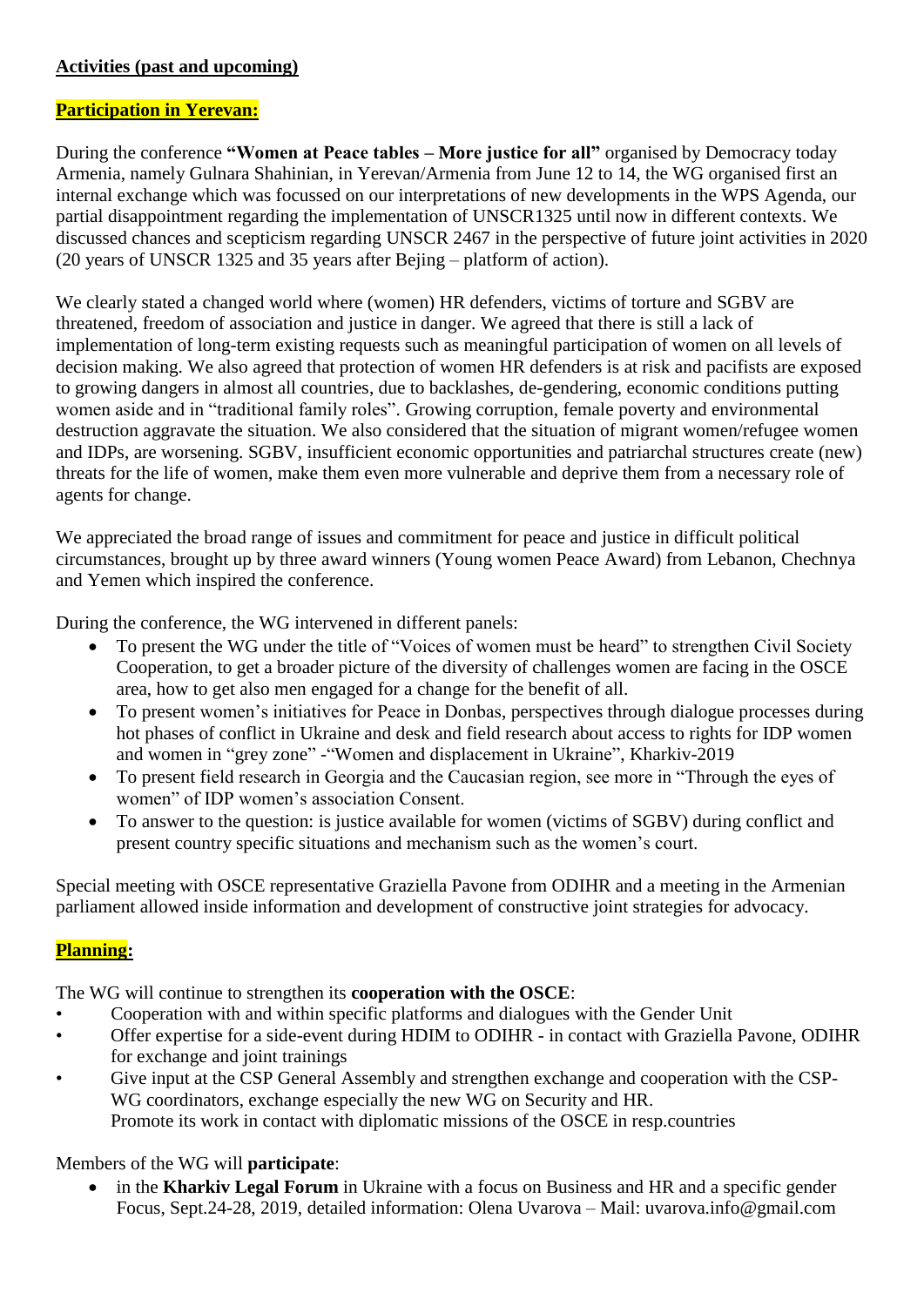**Activities (past and upcoming)**

**Participation in Yerevan:**

During the conference **"Women at Peace tables – More justice for all"** organised by Democracy today Armenia, namely Gulnara Shahinian, in Yerevan/Armenia from June 12 to 14, the WG organised first an internal exchange which was focussed on our interpretations of new developments in the WPS Agenda, our partial disappointment regarding the implementation of UNSCR1325 until now in different contexts. We discussed chances and scepticism regarding UNSCR 2467 in the perspective of future joint activities in 2020 (20 years of UNSCR 1325 and 35 years after Bejing – platform of action).

We clearly stated a changed world where (women) HR defenders, victims of torture and SGBV are threatened, freedom of association and justice in danger. We agreed that there is still a lack of implementation of long-term existing requests such as meaningful participation of women on all levels of decision making. We also agreed that protection of women HR defenders is at risk and pacifists are exposed to growing dangers in almost all countries, due to backlashes, de-gendering, economic conditions putting women aside and in "traditional family roles". Growing corruption, female poverty and environmental destruction aggravate the situation. We also considered that the situation of migrant women/refugee women and IDPs, are worsening. SGBV, insufficient economic opportunities and patriarchal structures create (new) threats for the life of women, make them even more vulnerable and deprive them from a necessary role of agents for change.

We appreciated the broad range of issues and commitment for peace and justice in difficult political circumstances, brought up by three award winners (Young women Peace Award) from Lebanon, Chechnya and Yemen which inspired the conference.

During the conference, the WG intervened in different panels:

- To present the WG under the title of "Voices of women must be heard" to strengthen Civil Society Cooperation, to get a broader picture of the diversity of challenges women are facing in the OSCE area, how to get also men engaged for a change for the benefit of all.
- To present women's initiatives for Peace in Donbas, perspectives through dialogue processes during hot phases of conflict in Ukraine and desk and field research about access to rights for IDP women and women in "grey zone" -"Women and displacement in Ukraine", Kharkiv-2019
- To present field research in Georgia and the Caucasian region, see more in "Through the eyes of women" of IDP women's association Consent.
- To answer to the question: is justice available for women (victims of SGBV) during conflict and present country specific situations and mechanism such as the women's court.

Special meeting with OSCE representative Graziella Pavone from ODIHR and a meeting in the Armenian parliament allowed inside information and development of constructive joint strategies for advocacy.

**Planning:**

The WG will continue to strengthen its **cooperation with the OSCE**:

- Cooperation with and within specific platforms and dialogues with the Gender Unit
- Offer expertise for a side-event during HDIM to ODIHR - in contact with Graziella Pavone, ODIHR for exchange and joint trainings
- Give input at the CSP General Assembly and strengthen exchange and cooperation with the CSP-WG coordinators, exchange especially the new WG on Security and HR.
  Promote its work in contact with diplomatic missions of the OSCE in resp.countries

Members of the WG will **participate**:

- in the **Kharkiv Legal Forum** in Ukraine with a focus on Business and HR and a specific gender Focus, Sept.24-28, 2019, detailed information: Olena Uvarova – Mail: uvarova.info@gmail.com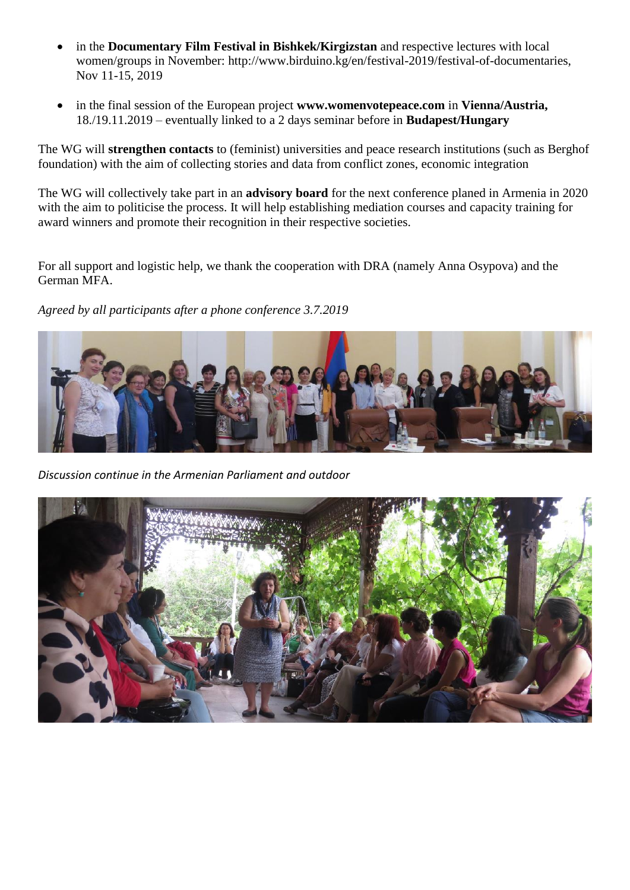- in the **Documentary Film Festival in Bishkek/Kirgizstan** and respective lectures with local women/groups in November: http://www.birduino.kg/en/festival-2019/festival-of-documentaries, Nov 11-15, 2019

- in the final session of the European project **www.womenvotepeace.com** in **Vienna/Austria,** 18./19.11.2019 – eventually linked to a 2 days seminar before in **Budapest/Hungary**

The WG will **strengthen contacts** to (feminist) universities and peace research institutions (such as Berghof foundation) with the aim of collecting stories and data from conflict zones, economic integration

The WG will collectively take part in an **advisory board** for the next conference planed in Armenia in 2020 with the aim to politicise the process. It will help establishing mediation courses and capacity training for award winners and promote their recognition in their respective societies.

For all support and logistic help, we thank the cooperation with DRA (namely Anna Osypova) and the German MFA.

*Agreed by all participants after a phone conference 3.7.2019*

*Discussion continue in the Armenian Parliament and outdoor*